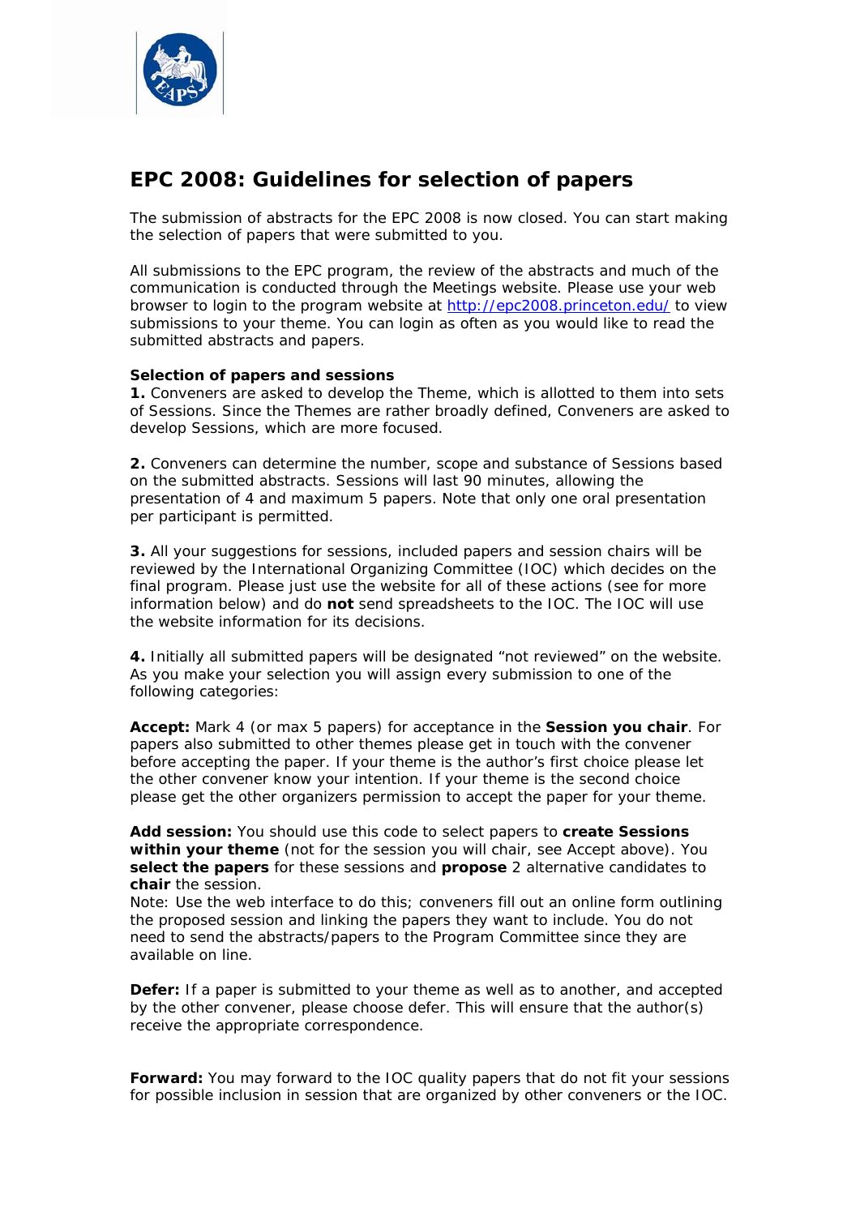# EPC 2008: Guidelines for selection of papers

The submission of abstracts for the EPC 2008 is now closed. You can start making the selection of papers that were submitted to you.

All submissions to the EPC program, the review of the abstracts and much of the communication is conducted through the Meetings website. Please use your web browser to login to the program website at http://epc2008.princeton.edu/ to view submissions to your theme. You can login as often as you would like to read the submitted abstracts and papers.

**Selection of papers and sessions**

**1.** Conveners are asked to develop the Theme, which is allotted to them into sets of Sessions. Since the Themes are rather broadly defined, Conveners are asked to develop Sessions, which are more focused.

**2.** Conveners can determine the number, scope and substance of Sessions based on the submitted abstracts. Sessions will last 90 minutes, allowing the presentation of 4 and maximum 5 papers. Note that only one oral presentation per participant is permitted.

**3.** All your suggestions for sessions, included papers and session chairs will be reviewed by the International Organizing Committee (IOC) which decides on the final program. Please just use the website for all of these actions (see for more information below) and do **not** send spreadsheets to the IOC. The IOC will use the website information for its decisions.

**4.** Initially all submitted papers will be designated "not reviewed" on the website. As you make your selection you will assign every submission to one of the following categories:

**Accept:** Mark 4 (or max 5 papers) for acceptance in the **Session you chair**. For papers also submitted to other themes please get in touch with the convener before accepting the paper. If your theme is the author's first choice please let the other convener know your intention. If your theme is the second choice please get the other organizers permission to accept the paper for your theme.

**Add session:** You should use this code to select papers to **create Sessions within your theme** (not for the session you will chair, see Accept above). You **select the papers** for these sessions and **propose** 2 alternative candidates to **chair** the session.
Note: Use the web interface to do this; conveners fill out an online form outlining the proposed session and linking the papers they want to include. You do not need to send the abstracts/papers to the Program Committee since they are available on line.

**Defer:** If a paper is submitted to your theme as well as to another, and accepted by the other convener, please choose defer. This will ensure that the author(s) receive the appropriate correspondence.

**Forward:** You may forward to the IOC quality papers that do not fit your sessions for possible inclusion in session that are organized by other conveners or the IOC.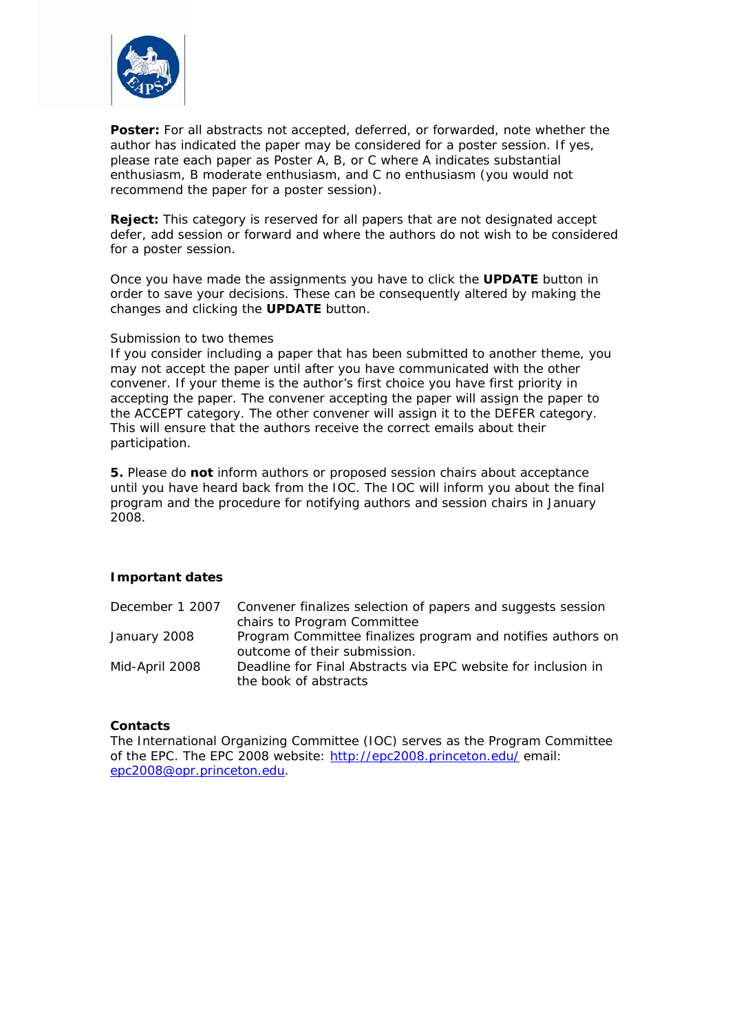**Poster:** For all abstracts not accepted, deferred, or forwarded, note whether the author has indicated the paper may be considered for a poster session. If yes, please rate each paper as Poster A, B, or C where A indicates substantial enthusiasm, B moderate enthusiasm, and C no enthusiasm (you would not recommend the paper for a poster session).

**Reject:** This category is reserved for all papers that are not designated accept defer, add session or forward and where the authors do not wish to be considered for a poster session.

Once you have made the assignments you have to click the **UPDATE** button in order to save your decisions. These can be consequently altered by making the changes and clicking the **UPDATE** button.

Submission to two themes
If you consider including a paper that has been submitted to another theme, you may not accept the paper until after you have communicated with the other convener. If your theme is the author's first choice you have first priority in accepting the paper. The convener accepting the paper will assign the paper to the ACCEPT category. The other convener will assign it to the DEFER category. This will ensure that the authors receive the correct emails about their participation.

**5.** Please do **not** inform authors or proposed session chairs about acceptance until you have heard back from the IOC. The IOC will inform you about the final program and the procedure for notifying authors and session chairs in January 2008.

**Important dates**

| | |
|---|---|
| December 1 2007 | Convener finalizes selection of papers and suggests session chairs to Program Committee |
| January 2008 | Program Committee finalizes program and notifies authors on outcome of their submission. |
| Mid-April 2008 | Deadline for Final Abstracts via EPC website for inclusion in the book of abstracts |

**Contacts**
The International Organizing Committee (IOC) serves as the Program Committee of the EPC. The EPC 2008 website: http://epc2008.princeton.edu/ email: epc2008@opr.princeton.edu.